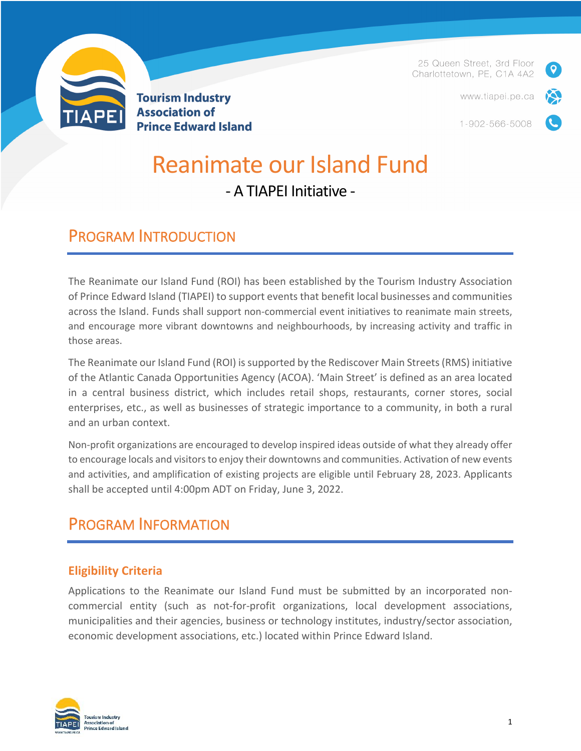Tourism Industry Association of Prince Edward Island

25 Queen Street, 3rd Floor
Charlottetown, PE, C1A 4A2

www.tiapei.pe.ca

1-902-566-5008

# Reanimate our Island Fund

- A TIAPEI Initiative -

## Program Introduction

The Reanimate our Island Fund (ROI) has been established by the Tourism Industry Association of Prince Edward Island (TIAPEI) to support events that benefit local businesses and communities across the Island. Funds shall support non-commercial event initiatives to reanimate main streets, and encourage more vibrant downtowns and neighbourhoods, by increasing activity and traffic in those areas.

The Reanimate our Island Fund (ROI) is supported by the Rediscover Main Streets (RMS) initiative of the Atlantic Canada Opportunities Agency (ACOA). 'Main Street' is defined as an area located in a central business district, which includes retail shops, restaurants, corner stores, social enterprises, etc., as well as businesses of strategic importance to a community, in both a rural and an urban context.

Non-profit organizations are encouraged to develop inspired ideas outside of what they already offer to encourage locals and visitors to enjoy their downtowns and communities. Activation of new events and activities, and amplification of existing projects are eligible until February 28, 2023. Applicants shall be accepted until 4:00pm ADT on Friday, June 3, 2022.

## Program Information

### Eligibility Criteria

Applications to the Reanimate our Island Fund must be submitted by an incorporated non-commercial entity (such as not-for-profit organizations, local development associations, municipalities and their agencies, business or technology institutes, industry/sector association, economic development associations, etc.) located within Prince Edward Island.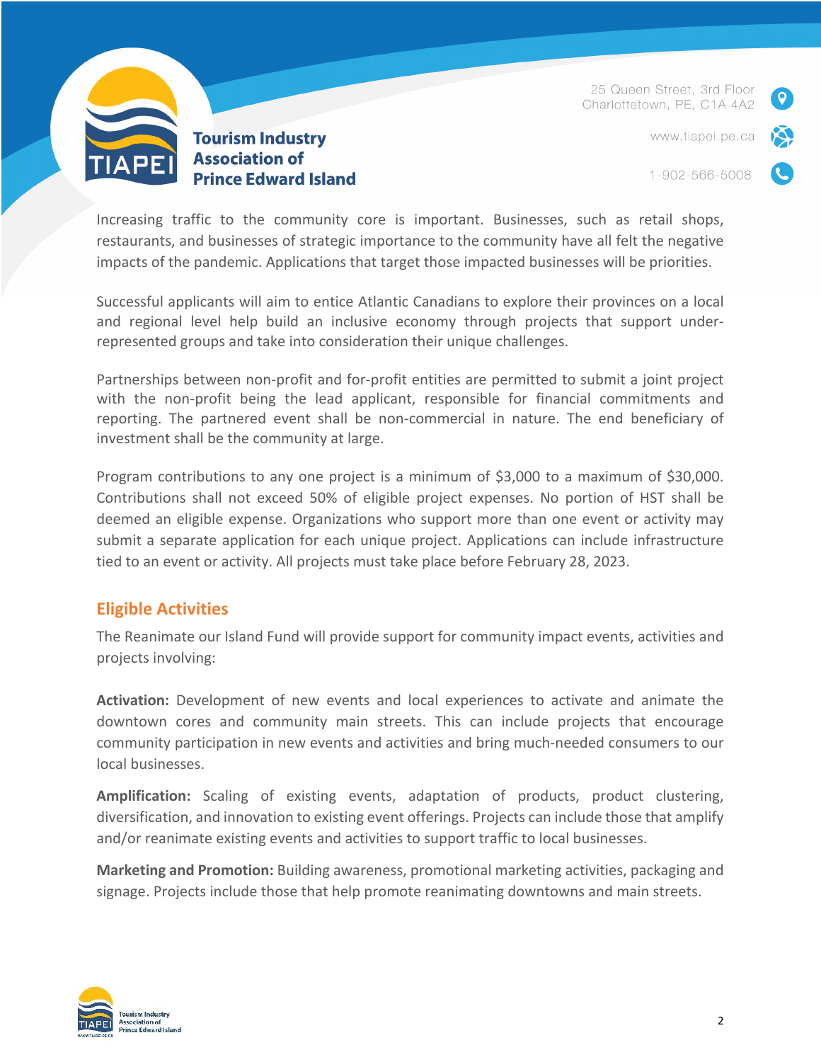Increasing traffic to the community core is important. Businesses, such as retail shops, restaurants, and businesses of strategic importance to the community have all felt the negative impacts of the pandemic. Applications that target those impacted businesses will be priorities.

Successful applicants will aim to entice Atlantic Canadians to explore their provinces on a local and regional level help build an inclusive economy through projects that support under-represented groups and take into consideration their unique challenges.

Partnerships between non-profit and for-profit entities are permitted to submit a joint project with the non-profit being the lead applicant, responsible for financial commitments and reporting. The partnered event shall be non-commercial in nature. The end beneficiary of investment shall be the community at large.

Program contributions to any one project is a minimum of $3,000 to a maximum of $30,000. Contributions shall not exceed 50% of eligible project expenses. No portion of HST shall be deemed an eligible expense. Organizations who support more than one event or activity may submit a separate application for each unique project. Applications can include infrastructure tied to an event or activity. All projects must take place before February 28, 2023.

## Eligible Activities

The Reanimate our Island Fund will provide support for community impact events, activities and projects involving:

**Activation:** Development of new events and local experiences to activate and animate the downtown cores and community main streets. This can include projects that encourage community participation in new events and activities and bring much-needed consumers to our local businesses.

**Amplification:** Scaling of existing events, adaptation of products, product clustering, diversification, and innovation to existing event offerings. Projects can include those that amplify and/or reanimate existing events and activities to support traffic to local businesses.

**Marketing and Promotion:** Building awareness, promotional marketing activities, packaging and signage. Projects include those that help promote reanimating downtowns and main streets.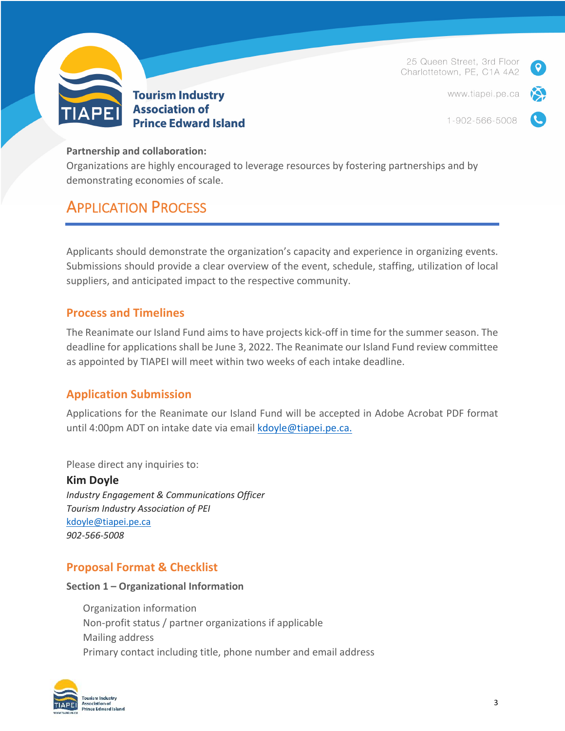**Partnership and collaboration:**
Organizations are highly encouraged to leverage resources by fostering partnerships and by demonstrating economies of scale.

# Application Process

Applicants should demonstrate the organization's capacity and experience in organizing events. Submissions should provide a clear overview of the event, schedule, staffing, utilization of local suppliers, and anticipated impact to the respective community.

## Process and Timelines

The Reanimate our Island Fund aims to have projects kick-off in time for the summer season. The deadline for applications shall be June 3, 2022. The Reanimate our Island Fund review committee as appointed by TIAPEI will meet within two weeks of each intake deadline.

## Application Submission

Applications for the Reanimate our Island Fund will be accepted in Adobe Acrobat PDF format until 4:00pm ADT on intake date via email kdoyle@tiapei.pe.ca.

Please direct any inquiries to:

**Kim Doyle**
*Industry Engagement & Communications Officer*
*Tourism Industry Association of PEI*
kdoyle@tiapei.pe.ca
*902-566-5008*

## Proposal Format & Checklist

**Section 1 – Organizational Information**

- Organization information
- Non-profit status / partner organizations if applicable
- Mailing address
- Primary contact including title, phone number and email address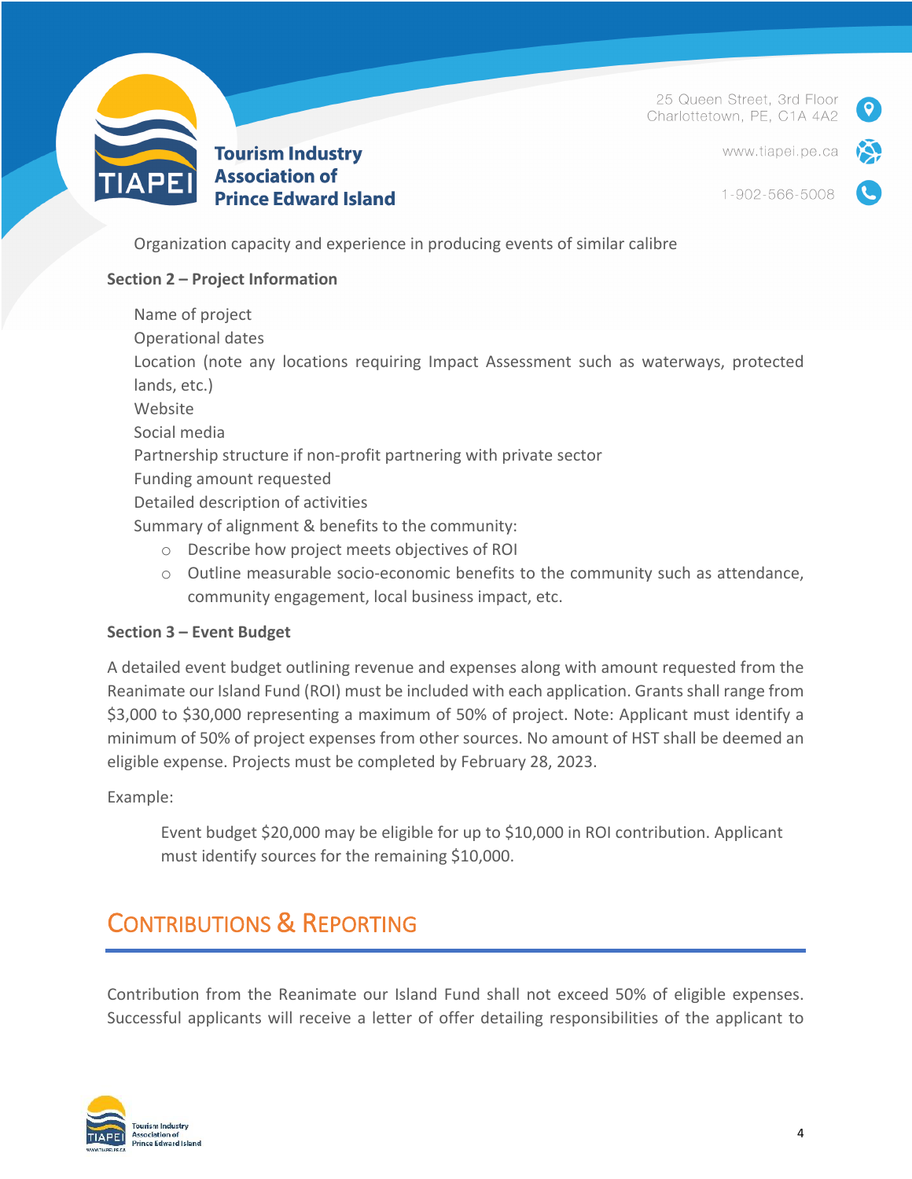Organization capacity and experience in producing events of similar calibre

**Section 2 – Project Information**

- Name of project
- Operational dates
- Location (note any locations requiring Impact Assessment such as waterways, protected lands, etc.)
- Website
- Social media
- Partnership structure if non-profit partnering with private sector
- Funding amount requested
- Detailed description of activities
- Summary of alignment & benefits to the community:
  - Describe how project meets objectives of ROI
  - Outline measurable socio-economic benefits to the community such as attendance, community engagement, local business impact, etc.

**Section 3 – Event Budget**

A detailed event budget outlining revenue and expenses along with amount requested from the Reanimate our Island Fund (ROI) must be included with each application. Grants shall range from $3,000 to $30,000 representing a maximum of 50% of project. Note: Applicant must identify a minimum of 50% of project expenses from other sources. No amount of HST shall be deemed an eligible expense. Projects must be completed by February 28, 2023.

Example:

> Event budget $20,000 may be eligible for up to $10,000 in ROI contribution. Applicant must identify sources for the remaining $10,000.

## Contributions & Reporting

Contribution from the Reanimate our Island Fund shall not exceed 50% of eligible expenses. Successful applicants will receive a letter of offer detailing responsibilities of the applicant to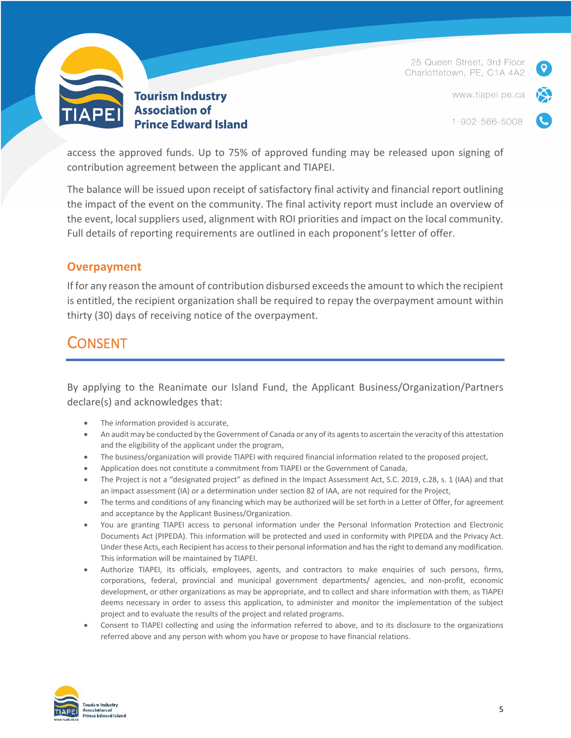access the approved funds. Up to 75% of approved funding may be released upon signing of contribution agreement between the applicant and TIAPEI.

The balance will be issued upon receipt of satisfactory final activity and financial report outlining the impact of the event on the community. The final activity report must include an overview of the event, local suppliers used, alignment with ROI priorities and impact on the local community. Full details of reporting requirements are outlined in each proponent's letter of offer.

### Overpayment

If for any reason the amount of contribution disbursed exceeds the amount to which the recipient is entitled, the recipient organization shall be required to repay the overpayment amount within thirty (30) days of receiving notice of the overpayment.

## Consent

By applying to the Reanimate our Island Fund, the Applicant Business/Organization/Partners declare(s) and acknowledges that:

- The information provided is accurate,
- An audit may be conducted by the Government of Canada or any of its agents to ascertain the veracity of this attestation and the eligibility of the applicant under the program,
- The business/organization will provide TIAPEI with required financial information related to the proposed project,
- Application does not constitute a commitment from TIAPEI or the Government of Canada,
- The Project is not a "designated project" as defined in the Impact Assessment Act, S.C. 2019, c.28, s. 1 (IAA) and that an impact assessment (IA) or a determination under section 82 of IAA, are not required for the Project,
- The terms and conditions of any financing which may be authorized will be set forth in a Letter of Offer, for agreement and acceptance by the Applicant Business/Organization.
- You are granting TIAPEI access to personal information under the Personal Information Protection and Electronic Documents Act (PIPEDA). This information will be protected and used in conformity with PIPEDA and the Privacy Act. Under these Acts, each Recipient has access to their personal information and has the right to demand any modification. This information will be maintained by TIAPEI.
- Authorize TIAPEI, its officials, employees, agents, and contractors to make enquiries of such persons, firms, corporations, federal, provincial and municipal government departments/ agencies, and non-profit, economic development, or other organizations as may be appropriate, and to collect and share information with them, as TIAPEI deems necessary in order to assess this application, to administer and monitor the implementation of the subject project and to evaluate the results of the project and related programs.
- Consent to TIAPEI collecting and using the information referred to above, and to its disclosure to the organizations referred above and any person with whom you have or propose to have financial relations.